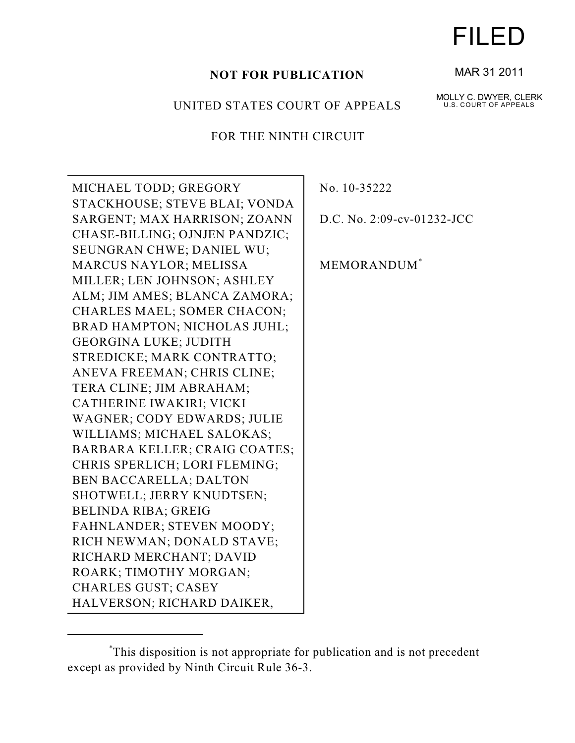FILED

MAR 31 2011

MOLLY C. DWYER, CLERK
U.S. COURT OF APPEALS

**NOT FOR PUBLICATION**

UNITED STATES COURT OF APPEALS

FOR THE NINTH CIRCUIT

| | |
|---|---|
| MICHAEL TODD; GREGORY STACKHOUSE; STEVE BLAI; VONDA SARGENT; MAX HARRISON; ZOANN CHASE-BILLING; OJNJEN PANDZIC; SEUNGRAN CHWE; DANIEL WU; MARCUS NAYLOR; MELISSA MILLER; LEN JOHNSON; ASHLEY ALM; JIM AMES; BLANCA ZAMORA; CHARLES MAEL; SOMER CHACON; BRAD HAMPTON; NICHOLAS JUHL; GEORGINA LUKE; JUDITH STREDICKE; MARK CONTRATTO; ANEVA FREEMAN; CHRIS CLINE; TERA CLINE; JIM ABRAHAM; CATHERINE IWAKIRI; VICKI WAGNER; CODY EDWARDS; JULIE WILLIAMS; MICHAEL SALOKAS; BARBARA KELLER; CRAIG COATES; CHRIS SPERLICH; LORI FLEMING; BEN BACCARELLA; DALTON SHOTWELL; JERRY KNUDTSEN; BELINDA RIBA; GREIG FAHNLANDER; STEVEN MOODY; RICH NEWMAN; DONALD STAVE; RICHARD MERCHANT; DAVID ROARK; TIMOTHY MORGAN; CHARLES GUST; CASEY HALVERSON; RICHARD DAIKER, | No. 10-35222<br><br>D.C. No. 2:09-cv-01232-JCC<br><br>MEMORANDUM[*] |

[*]This disposition is not appropriate for publication and is not precedent except as provided by Ninth Circuit Rule 36-3.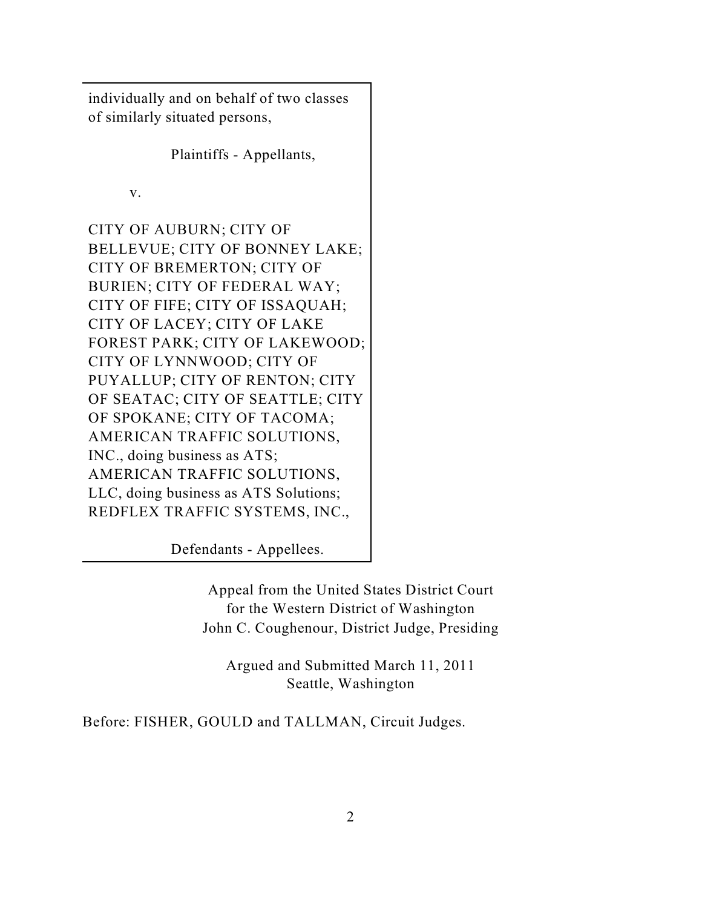individually and on behalf of two classes of similarly situated persons,

Plaintiffs - Appellants,

v.

CITY OF AUBURN; CITY OF BELLEVUE; CITY OF BONNEY LAKE; CITY OF BREMERTON; CITY OF BURIEN; CITY OF FEDERAL WAY; CITY OF FIFE; CITY OF ISSAQUAH; CITY OF LACEY; CITY OF LAKE FOREST PARK; CITY OF LAKEWOOD; CITY OF LYNNWOOD; CITY OF PUYALLUP; CITY OF RENTON; CITY OF SEATAC; CITY OF SEATTLE; CITY OF SPOKANE; CITY OF TACOMA; AMERICAN TRAFFIC SOLUTIONS, INC., doing business as ATS; AMERICAN TRAFFIC SOLUTIONS, LLC, doing business as ATS Solutions; REDFLEX TRAFFIC SYSTEMS, INC.,

Defendants - Appellees.

Appeal from the United States District Court
for the Western District of Washington
John C. Coughenour, District Judge, Presiding

Argued and Submitted March 11, 2011
Seattle, Washington

Before: FISHER, GOULD and TALLMAN, Circuit Judges.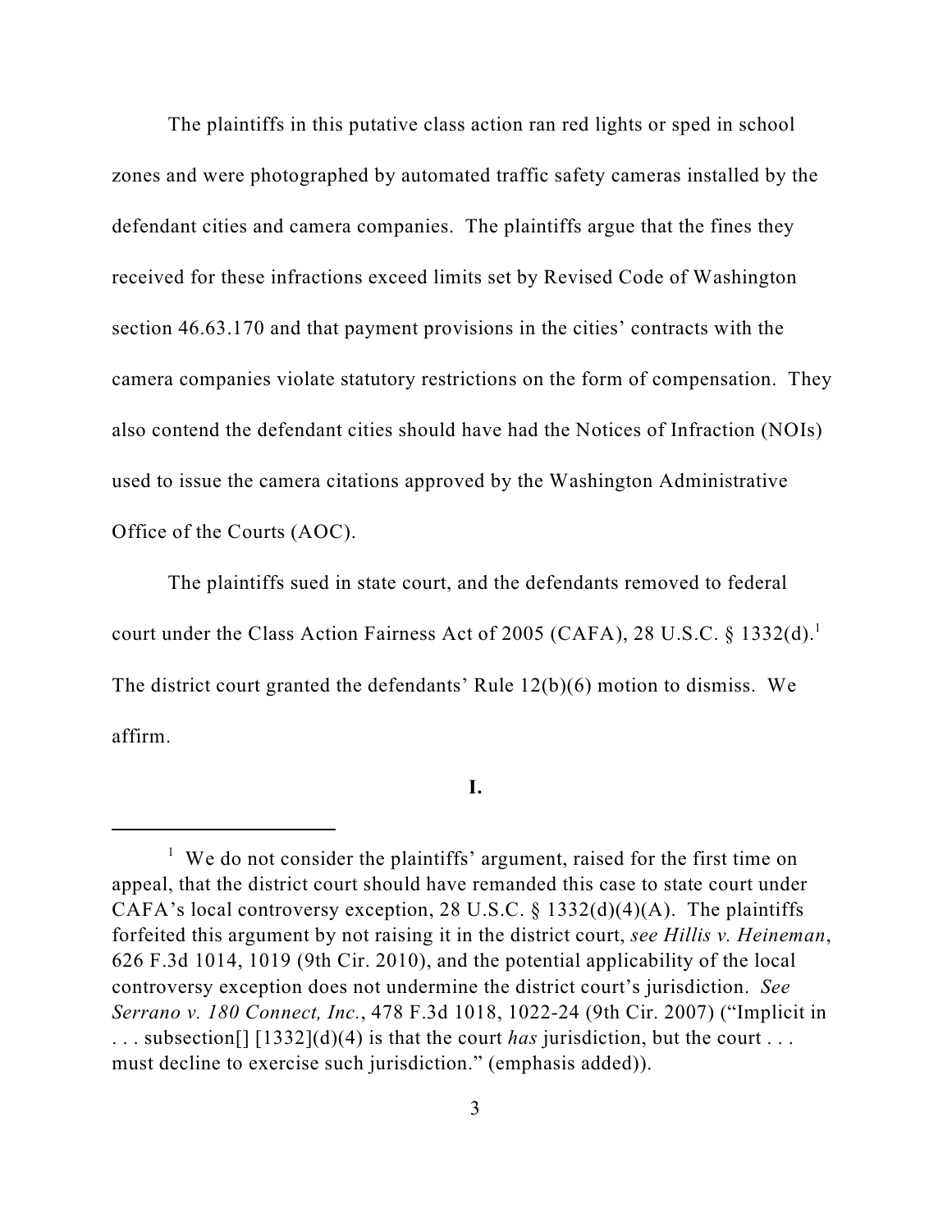The plaintiffs in this putative class action ran red lights or sped in school zones and were photographed by automated traffic safety cameras installed by the defendant cities and camera companies. The plaintiffs argue that the fines they received for these infractions exceed limits set by Revised Code of Washington section 46.63.170 and that payment provisions in the cities' contracts with the camera companies violate statutory restrictions on the form of compensation. They also contend the defendant cities should have had the Notices of Infraction (NOIs) used to issue the camera citations approved by the Washington Administrative Office of the Courts (AOC).

The plaintiffs sued in state court, and the defendants removed to federal court under the Class Action Fairness Act of 2005 (CAFA), 28 U.S.C. § 1332(d).[1] The district court granted the defendants' Rule 12(b)(6) motion to dismiss. We affirm.

## I.

[1] We do not consider the plaintiffs' argument, raised for the first time on appeal, that the district court should have remanded this case to state court under CAFA's local controversy exception, 28 U.S.C. § 1332(d)(4)(A). The plaintiffs forfeited this argument by not raising it in the district court, *see Hillis v. Heineman*, 626 F.3d 1014, 1019 (9th Cir. 2010), and the potential applicability of the local controversy exception does not undermine the district court's jurisdiction. *See Serrano v. 180 Connect, Inc.*, 478 F.3d 1018, 1022-24 (9th Cir. 2007) ("Implicit in . . . subsection[] [1332](d)(4) is that the court *has* jurisdiction, but the court . . . must decline to exercise such jurisdiction." (emphasis added)).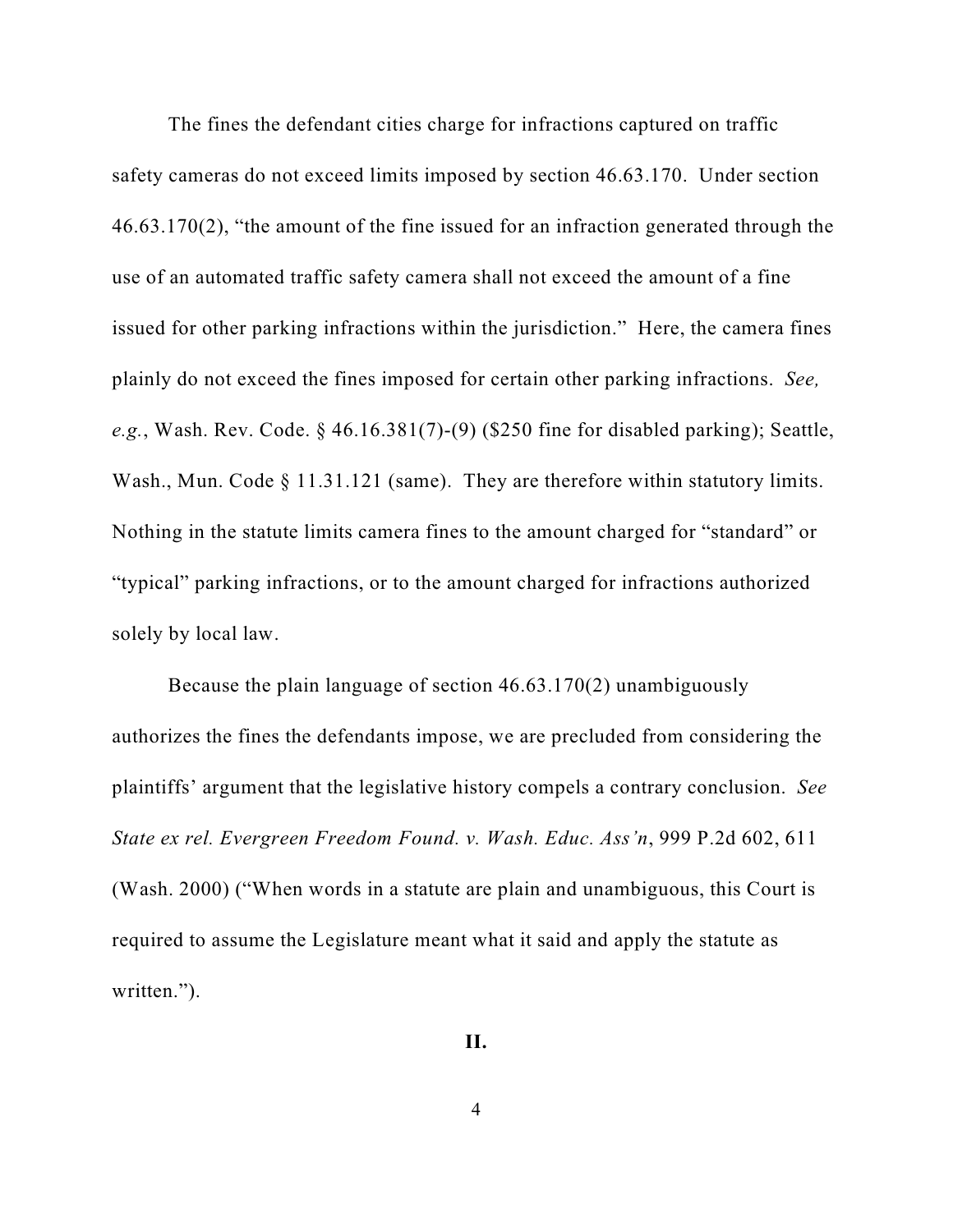The fines the defendant cities charge for infractions captured on traffic safety cameras do not exceed limits imposed by section 46.63.170. Under section 46.63.170(2), "the amount of the fine issued for an infraction generated through the use of an automated traffic safety camera shall not exceed the amount of a fine issued for other parking infractions within the jurisdiction." Here, the camera fines plainly do not exceed the fines imposed for certain other parking infractions. *See, e.g.*, Wash. Rev. Code. § 46.16.381(7)-(9) ($250 fine for disabled parking); Seattle, Wash., Mun. Code § 11.31.121 (same). They are therefore within statutory limits. Nothing in the statute limits camera fines to the amount charged for "standard" or "typical" parking infractions, or to the amount charged for infractions authorized solely by local law.

Because the plain language of section 46.63.170(2) unambiguously authorizes the fines the defendants impose, we are precluded from considering the plaintiffs' argument that the legislative history compels a contrary conclusion. *See State ex rel. Evergreen Freedom Found. v. Wash. Educ. Ass'n*, 999 P.2d 602, 611 (Wash. 2000) ("When words in a statute are plain and unambiguous, this Court is required to assume the Legislature meant what it said and apply the statute as written.").

## II.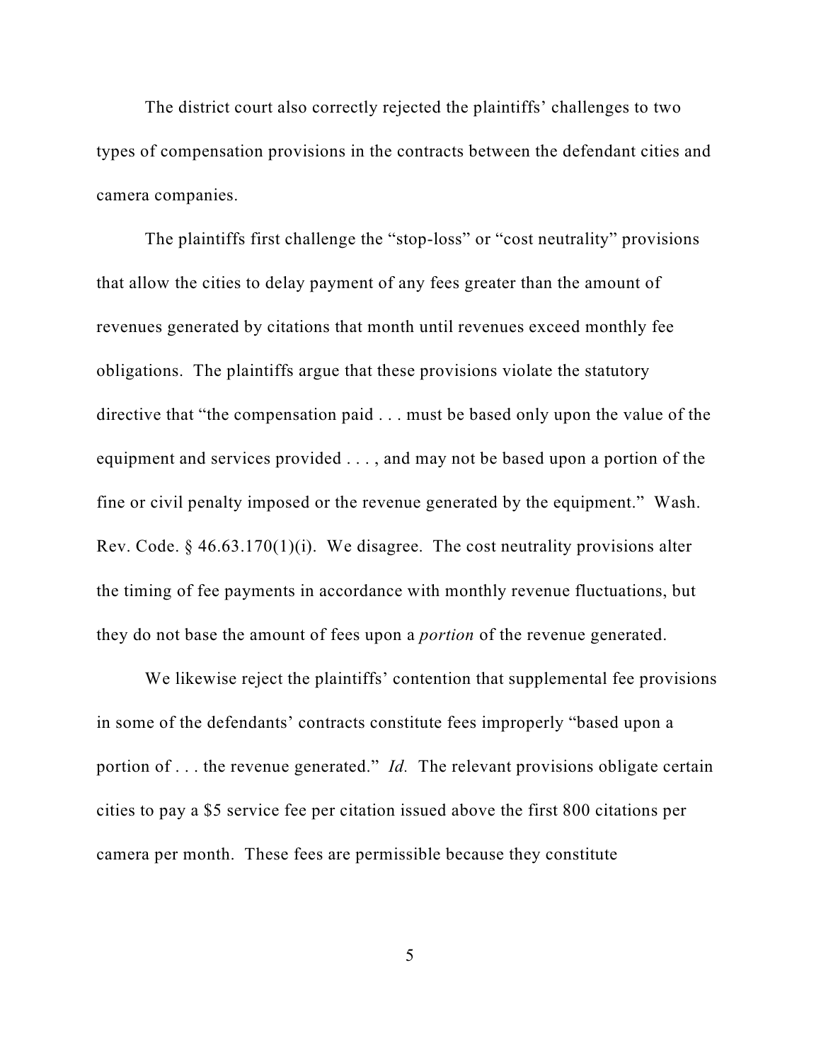The district court also correctly rejected the plaintiffs' challenges to two types of compensation provisions in the contracts between the defendant cities and camera companies.

The plaintiffs first challenge the "stop-loss" or "cost neutrality" provisions that allow the cities to delay payment of any fees greater than the amount of revenues generated by citations that month until revenues exceed monthly fee obligations. The plaintiffs argue that these provisions violate the statutory directive that "the compensation paid . . . must be based only upon the value of the equipment and services provided . . . , and may not be based upon a portion of the fine or civil penalty imposed or the revenue generated by the equipment." Wash. Rev. Code. § 46.63.170(1)(i). We disagree. The cost neutrality provisions alter the timing of fee payments in accordance with monthly revenue fluctuations, but they do not base the amount of fees upon a *portion* of the revenue generated.

We likewise reject the plaintiffs' contention that supplemental fee provisions in some of the defendants' contracts constitute fees improperly "based upon a portion of . . . the revenue generated." *Id.* The relevant provisions obligate certain cities to pay a $5 service fee per citation issued above the first 800 citations per camera per month. These fees are permissible because they constitute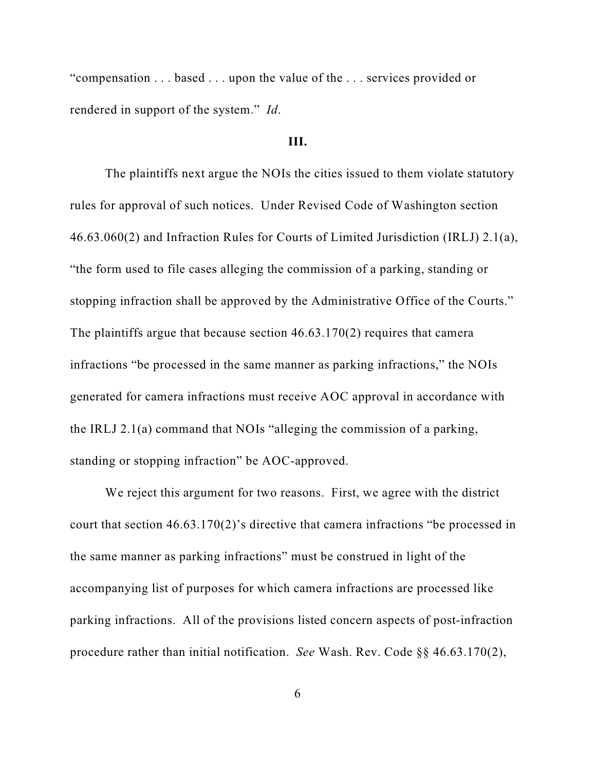"compensation . . . based . . . upon the value of the . . . services provided or rendered in support of the system." *Id*.

## III.

The plaintiffs next argue the NOIs the cities issued to them violate statutory rules for approval of such notices. Under Revised Code of Washington section 46.63.060(2) and Infraction Rules for Courts of Limited Jurisdiction (IRLJ) 2.1(a), "the form used to file cases alleging the commission of a parking, standing or stopping infraction shall be approved by the Administrative Office of the Courts." The plaintiffs argue that because section 46.63.170(2) requires that camera infractions "be processed in the same manner as parking infractions," the NOIs generated for camera infractions must receive AOC approval in accordance with the IRLJ 2.1(a) command that NOIs "alleging the commission of a parking, standing or stopping infraction" be AOC-approved.

We reject this argument for two reasons. First, we agree with the district court that section 46.63.170(2)'s directive that camera infractions "be processed in the same manner as parking infractions" must be construed in light of the accompanying list of purposes for which camera infractions are processed like parking infractions. All of the provisions listed concern aspects of post-infraction procedure rather than initial notification. *See* Wash. Rev. Code §§ 46.63.170(2),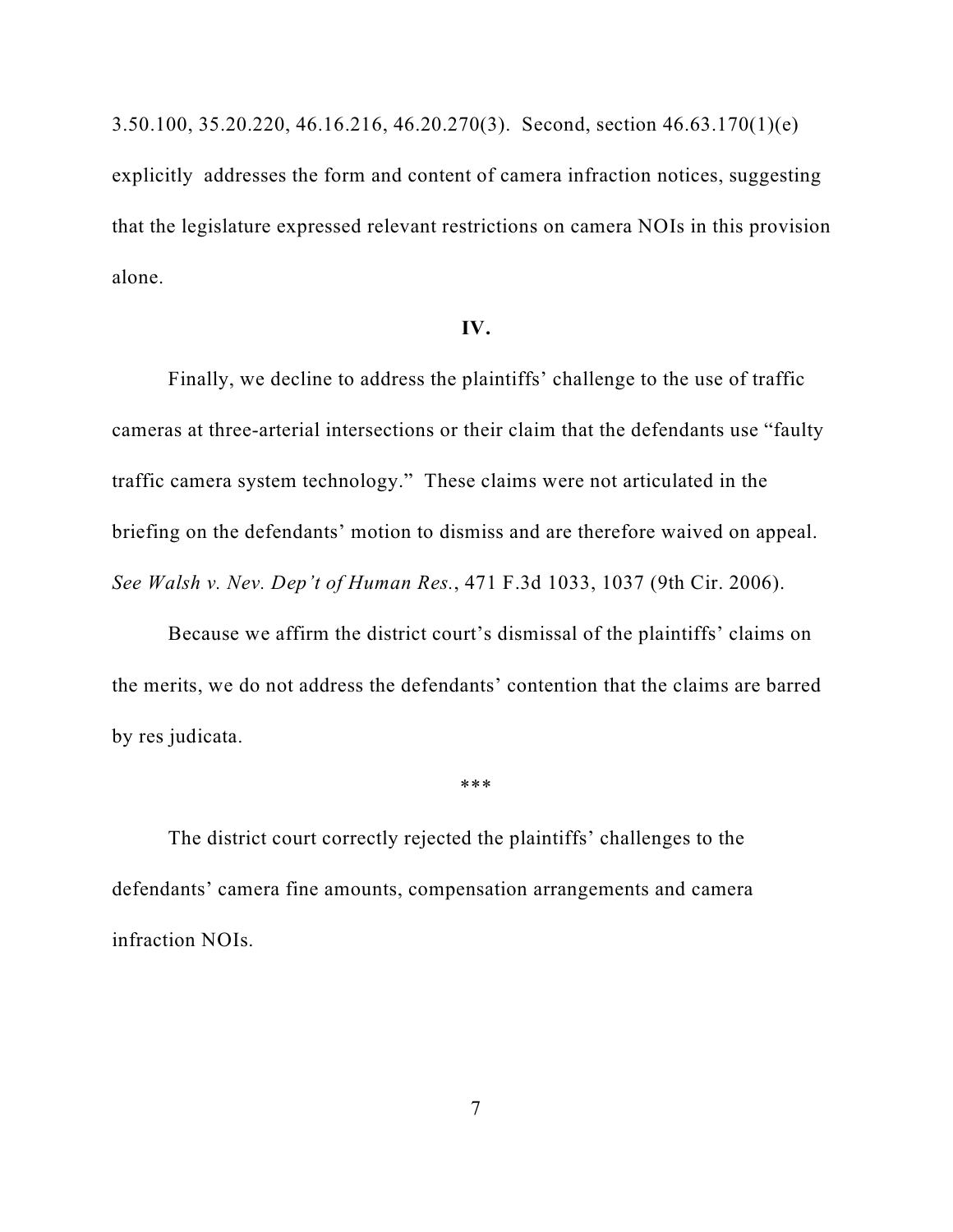3.50.100, 35.20.220, 46.16.216, 46.20.270(3). Second, section 46.63.170(1)(e) explicitly addresses the form and content of camera infraction notices, suggesting that the legislature expressed relevant restrictions on camera NOIs in this provision alone.

**IV.**

Finally, we decline to address the plaintiffs' challenge to the use of traffic cameras at three-arterial intersections or their claim that the defendants use "faulty traffic camera system technology." These claims were not articulated in the briefing on the defendants' motion to dismiss and are therefore waived on appeal. *See Walsh v. Nev. Dep't of Human Res.*, 471 F.3d 1033, 1037 (9th Cir. 2006).

Because we affirm the district court's dismissal of the plaintiffs' claims on the merits, we do not address the defendants' contention that the claims are barred by res judicata.

***

The district court correctly rejected the plaintiffs' challenges to the defendants' camera fine amounts, compensation arrangements and camera infraction NOIs.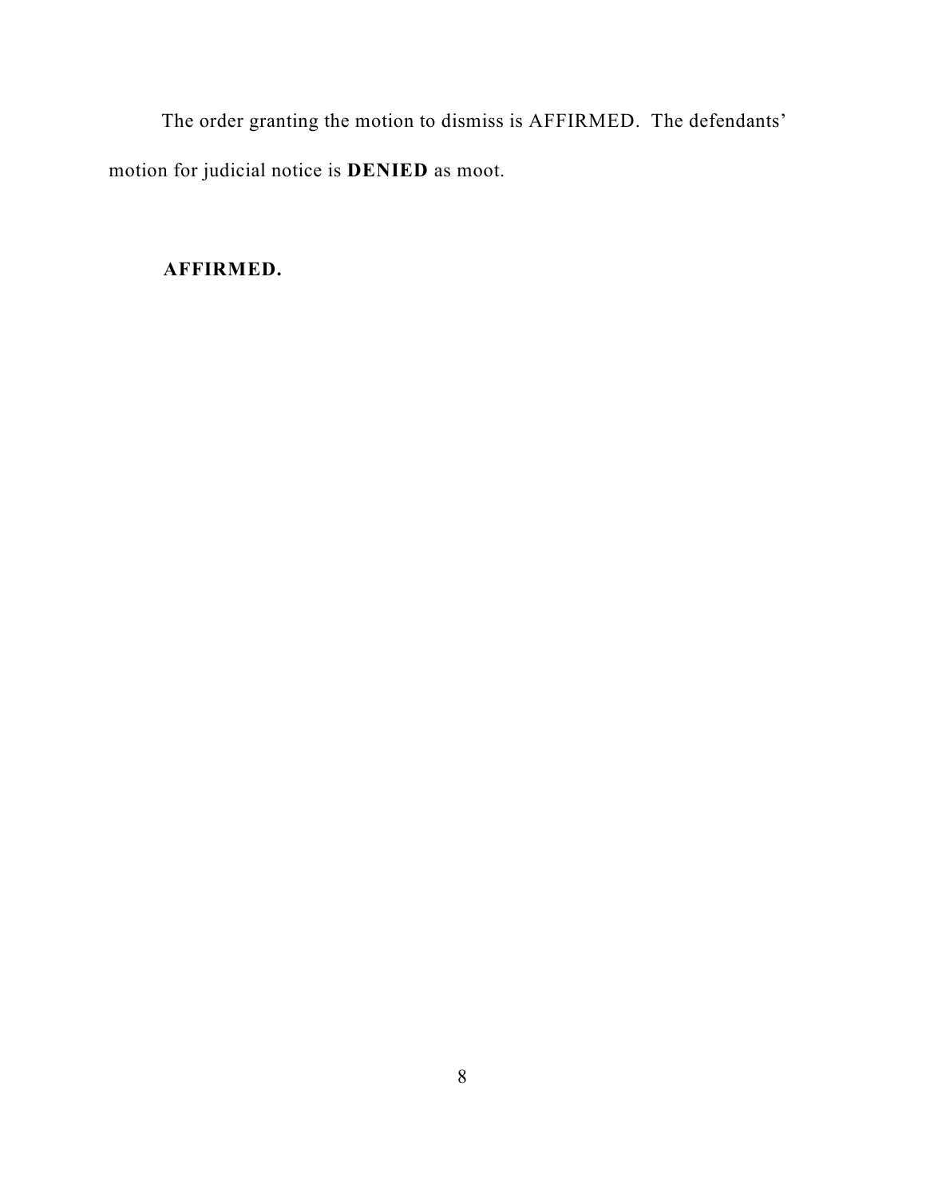The order granting the motion to dismiss is AFFIRMED. The defendants' motion for judicial notice is **DENIED** as moot.

**AFFIRMED.**